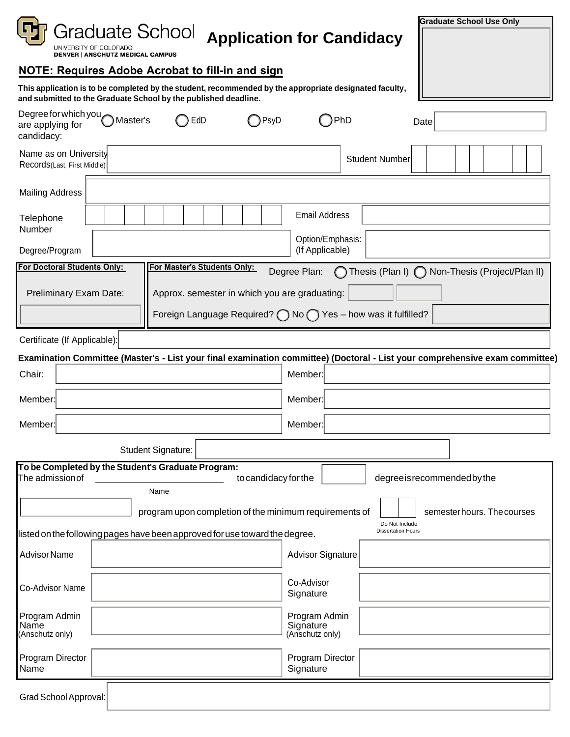Graduate School
UNIVERSITY OF COLORADO
DENVER | ANSCHUTZ MEDICAL CAMPUS

# Application for Candidacy

Graduate School Use Only

**NOTE: Requires Adobe Acrobat to fill-in and sign**

**This application is to be completed by the student, recommended by the appropriate designated faculty, and submitted to the Graduate School by the published deadline.**

Degree for which you are applying for candidacy: ◯ Master's ◯ EdD ◯ PsyD ◯ PhD Date: ____________

Name as on University Records (Last, First Middle): ____________ Student Number: ____________

Mailing Address: ____________

Telephone Number: ____________ Email Address: ____________

Degree/Program: ____________ Option/Emphasis: (If Applicable) ____________

**For Doctoral Students Only:**

Preliminary Exam Date: ____________

**For Master's Students Only:**

Degree Plan: ◯ Thesis (Plan I) ◯ Non-Thesis (Project/Plan II)

Approx. semester in which you are graduating: ________ ________

Foreign Language Required? ◯ No ◯ Yes – how was it fulfilled? ____________

Certificate (If Applicable): ____________

**Examination Committee (Master's - List your final examination committee) (Doctoral - List your comprehensive exam committee)**

Chair: ____________ Member: ____________

Member: ____________ Member: ____________

Member: ____________ Member: ____________

Student Signature: ____________

**To be Completed by the Student's Graduate Program:**

The admission of ____________ (Name) to candidacy for the ________ degree is recommended by the ____________ program upon completion of the minimum requirements of ____ (Do Not Include Dissertation Hours) semester hours. The courses listed on the following pages have been approved for use toward the degree.

Advisor Name: ____________ Advisor Signature: ____________

Co-Advisor Name: ____________ Co-Advisor Signature: ____________

Program Admin Name (Anschutz only): ____________ Program Admin Signature (Anschutz only): ____________

Program Director Name: ____________ Program Director Signature: ____________

Grad School Approval: ____________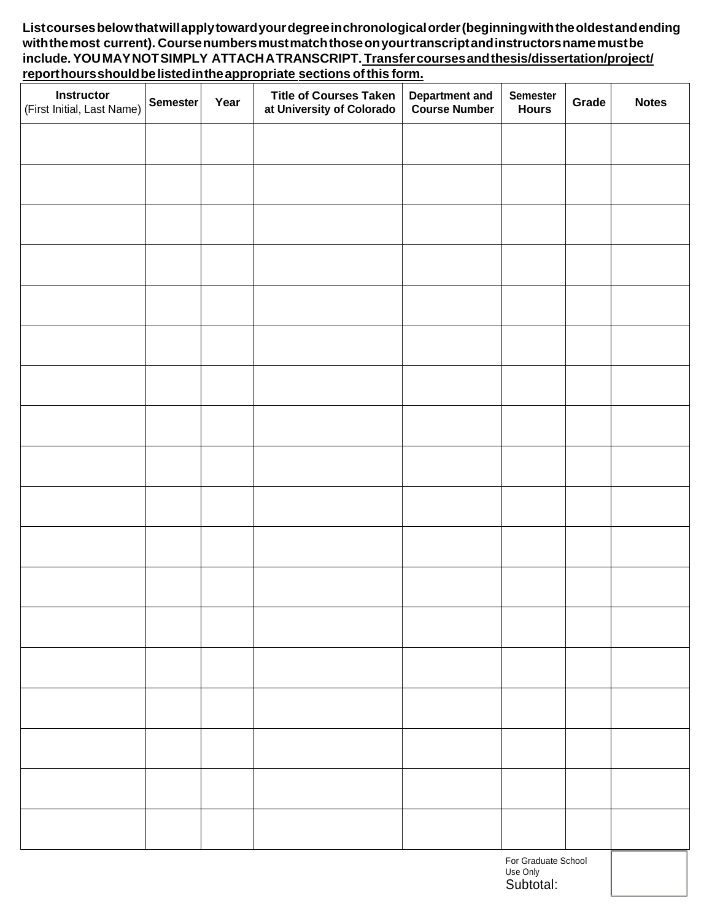**List courses below that will apply toward your degree in chronological order (beginning with the oldest and ending with the most current). Course numbers must match those on your transcript and instructors name must be include. YOU MAY NOT SIMPLY ATTACH A TRANSCRIPT. <u>Transfer courses and thesis/dissertation/project/report hours should be listed in the appropriate sections of this form.</u>**

| **Instructor** (First Initial, Last Name) | **Semester** | **Year** | **Title of Courses Taken at University of Colorado** | **Department and Course Number** | **Semester Hours** | **Grade** | **Notes** |
|---|---|---|---|---|---|---|---|
| | | | | | | | |
| | | | | | | | |
| | | | | | | | |
| | | | | | | | |
| | | | | | | | |
| | | | | | | | |
| | | | | | | | |
| | | | | | | | |
| | | | | | | | |
| | | | | | | | |
| | | | | | | | |
| | | | | | | | |
| | | | | | | | |
| | | | | | | | |
| | | | | | | | |
| | | | | | | | |
| | | | | | | | |
| | | | | | | | |

For Graduate School Use Only

Subtotal: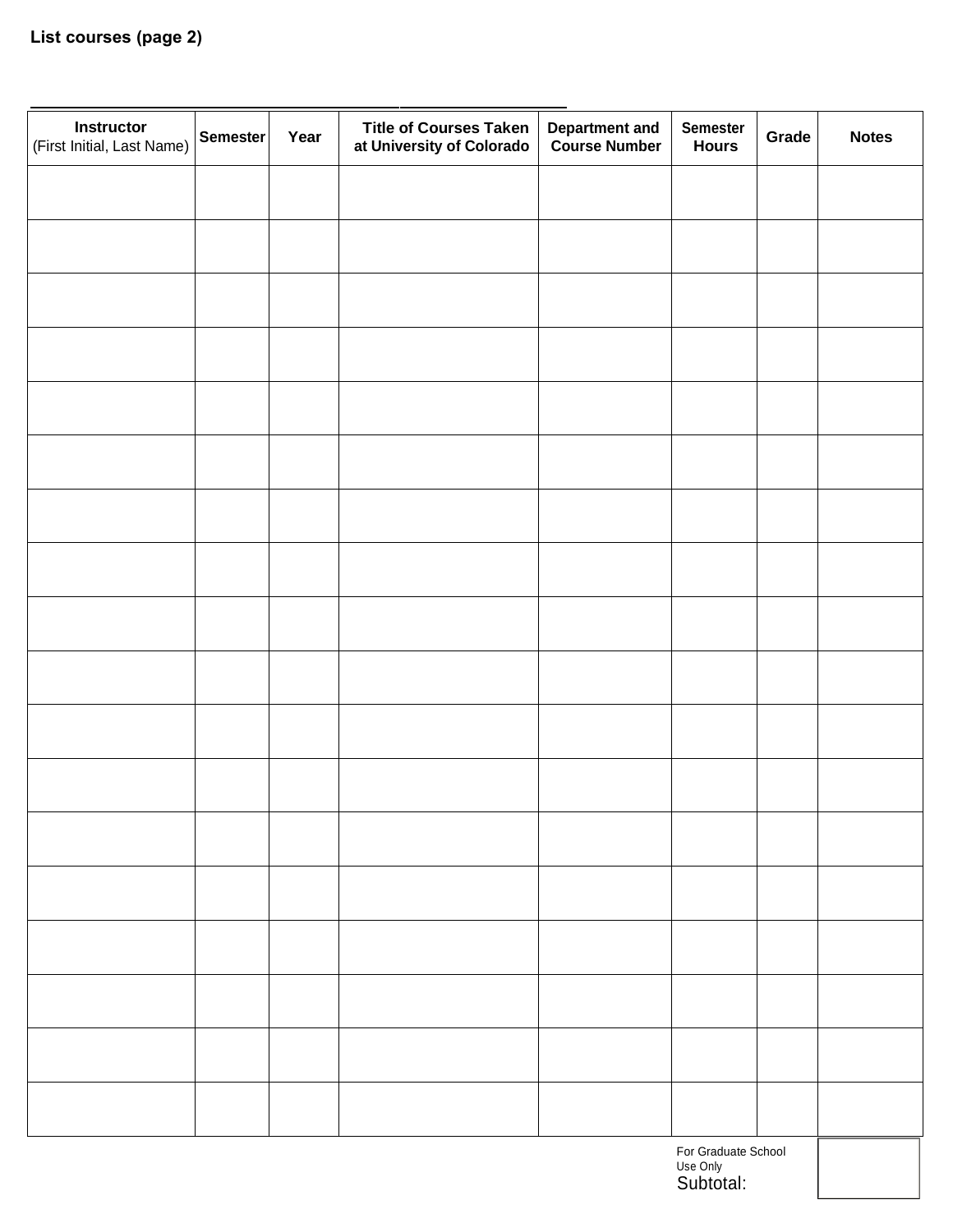**List courses (page 2)**

| Instructor (First Initial, Last Name) | Semester | Year | Title of Courses Taken at University of Colorado | Department and Course Number | Semester Hours | Grade | Notes |
|---|---|---|---|---|---|---|---|
| | | | | | | | |
| | | | | | | | |
| | | | | | | | |
| | | | | | | | |
| | | | | | | | |
| | | | | | | | |
| | | | | | | | |
| | | | | | | | |
| | | | | | | | |
| | | | | | | | |
| | | | | | | | |
| | | | | | | | |
| | | | | | | | |
| | | | | | | | |
| | | | | | | | |
| | | | | | | | |
| | | | | | | | |
| | | | | | | | |

For Graduate School Use Only
Subtotal: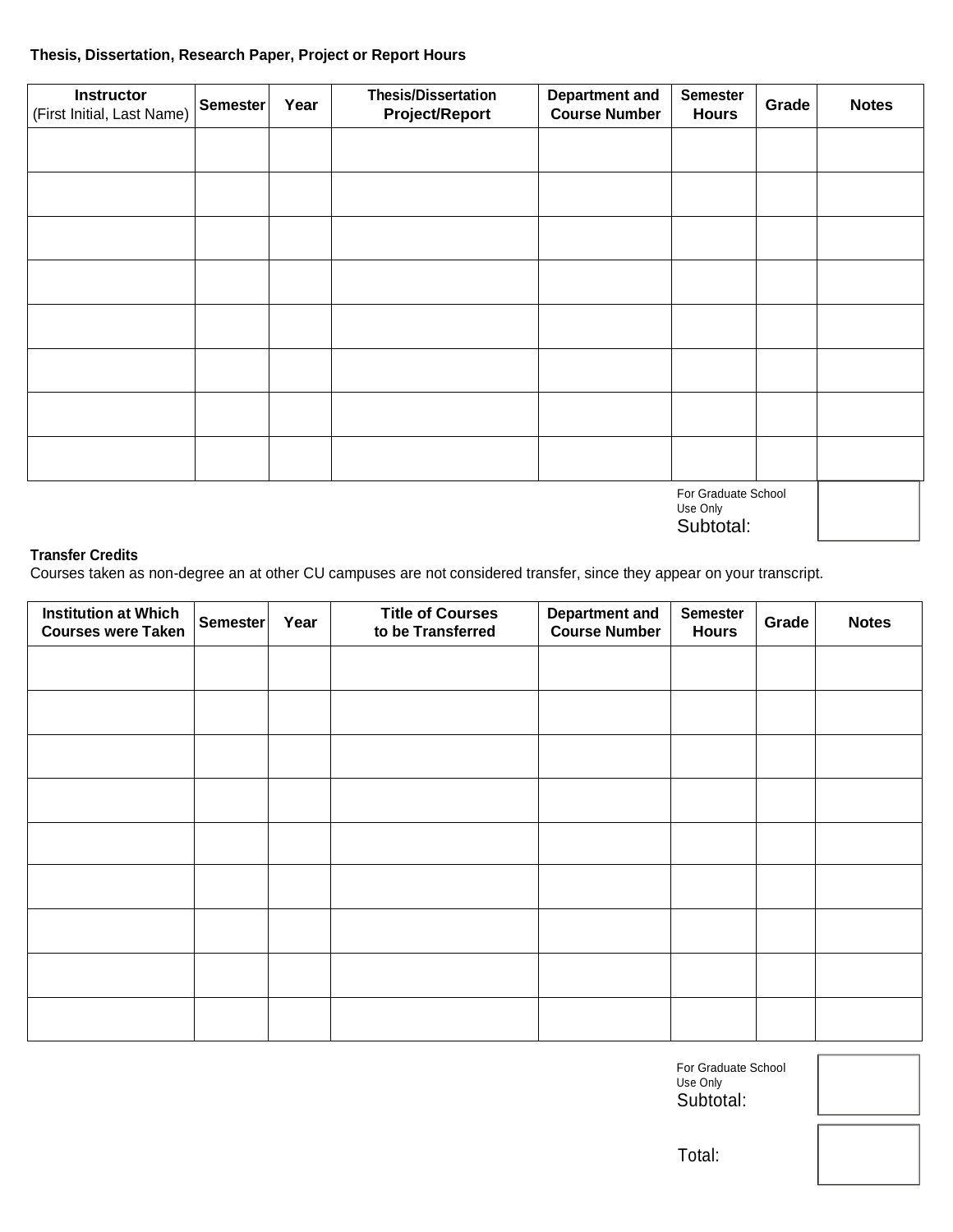**Thesis, Dissertation, Research Paper, Project or Report Hours**

| Instructor (First Initial, Last Name) | Semester | Year | Thesis/Dissertation Project/Report | Department and Course Number | Semester Hours | Grade | Notes |
|---|---|---|---|---|---|---|---|
| | | | | | | | |
| | | | | | | | |
| | | | | | | | |
| | | | | | | | |
| | | | | | | | |
| | | | | | | | |
| | | | | | | | |
| | | | | | | | |

For Graduate School Use Only
Subtotal:

**Transfer Credits**

Courses taken as non-degree an at other CU campuses are not considered transfer, since they appear on your transcript.

| Institution at Which Courses were Taken | Semester | Year | Title of Courses to be Transferred | Department and Course Number | Semester Hours | Grade | Notes |
|---|---|---|---|---|---|---|---|
| | | | | | | | |
| | | | | | | | |
| | | | | | | | |
| | | | | | | | |
| | | | | | | | |
| | | | | | | | |
| | | | | | | | |
| | | | | | | | |
| | | | | | | | |

For Graduate School Use Only
Subtotal:

Total: